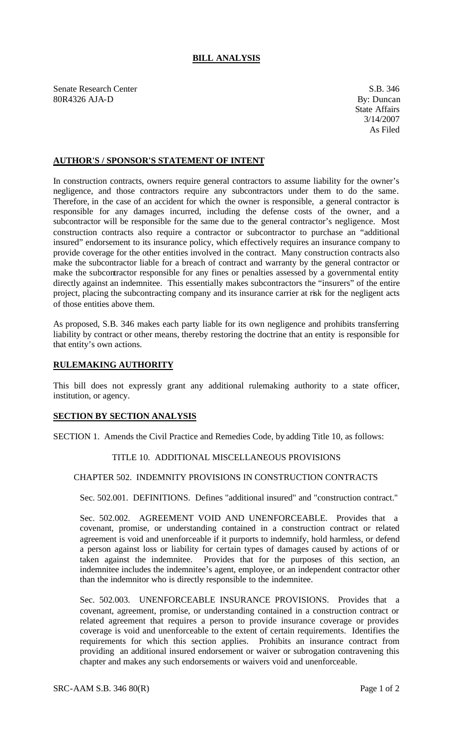# BILL ANALYSIS

Senate Research Center
80R4326 AJA-D

S.B. 346
By: Duncan
State Affairs
3/14/2007
As Filed

## AUTHOR'S / SPONSOR'S STATEMENT OF INTENT

In construction contracts, owners require general contractors to assume liability for the owner's negligence, and those contractors require any subcontractors under them to do the same. Therefore, in the case of an accident for which the owner is responsible, a general contractor is responsible for any damages incurred, including the defense costs of the owner, and a subcontractor will be responsible for the same due to the general contractor's negligence. Most construction contracts also require a contractor or subcontractor to purchase an "additional insured" endorsement to its insurance policy, which effectively requires an insurance company to provide coverage for the other entities involved in the contract. Many construction contracts also make the subcontractor liable for a breach of contract and warranty by the general contractor or make the subcontractor responsible for any fines or penalties assessed by a governmental entity directly against an indemnitee. This essentially makes subcontractors the "insurers" of the entire project, placing the subcontracting company and its insurance carrier at risk for the negligent acts of those entities above them.

As proposed, S.B. 346 makes each party liable for its own negligence and prohibits transferring liability by contract or other means, thereby restoring the doctrine that an entity is responsible for that entity's own actions.

## RULEMAKING AUTHORITY

This bill does not expressly grant any additional rulemaking authority to a state officer, institution, or agency.

## SECTION BY SECTION ANALYSIS

SECTION 1. Amends the Civil Practice and Remedies Code, by adding Title 10, as follows:

TITLE 10. ADDITIONAL MISCELLANEOUS PROVISIONS

CHAPTER 502. INDEMNITY PROVISIONS IN CONSTRUCTION CONTRACTS

Sec. 502.001. DEFINITIONS. Defines "additional insured" and "construction contract."

Sec. 502.002. AGREEMENT VOID AND UNENFORCEABLE. Provides that a covenant, promise, or understanding contained in a construction contract or related agreement is void and unenforceable if it purports to indemnify, hold harmless, or defend a person against loss or liability for certain types of damages caused by actions of or taken against the indemnitee. Provides that for the purposes of this section, an indemnitee includes the indemnitee's agent, employee, or an independent contractor other than the indemnitor who is directly responsible to the indemnitee.

Sec. 502.003. UNENFORCEABLE INSURANCE PROVISIONS. Provides that a covenant, agreement, promise, or understanding contained in a construction contract or related agreement that requires a person to provide insurance coverage or provides coverage is void and unenforceable to the extent of certain requirements. Identifies the requirements for which this section applies. Prohibits an insurance contract from providing an additional insured endorsement or waiver or subrogation contravening this chapter and makes any such endorsements or waivers void and unenforceable.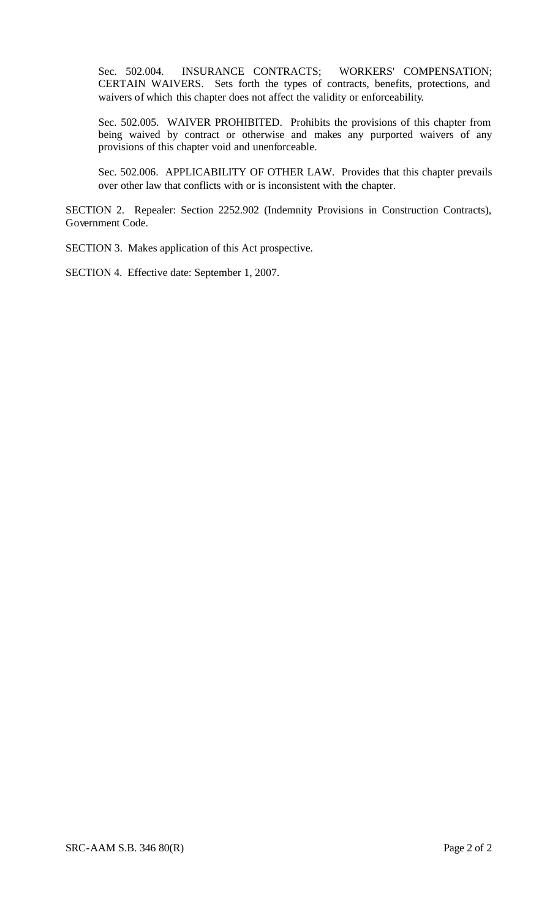Sec. 502.004. INSURANCE CONTRACTS; WORKERS' COMPENSATION; CERTAIN WAIVERS. Sets forth the types of contracts, benefits, protections, and waivers of which this chapter does not affect the validity or enforceability.

Sec. 502.005. WAIVER PROHIBITED. Prohibits the provisions of this chapter from being waived by contract or otherwise and makes any purported waivers of any provisions of this chapter void and unenforceable.

Sec. 502.006. APPLICABILITY OF OTHER LAW. Provides that this chapter prevails over other law that conflicts with or is inconsistent with the chapter.

SECTION 2. Repealer: Section 2252.902 (Indemnity Provisions in Construction Contracts), Government Code.

SECTION 3. Makes application of this Act prospective.

SECTION 4. Effective date: September 1, 2007.